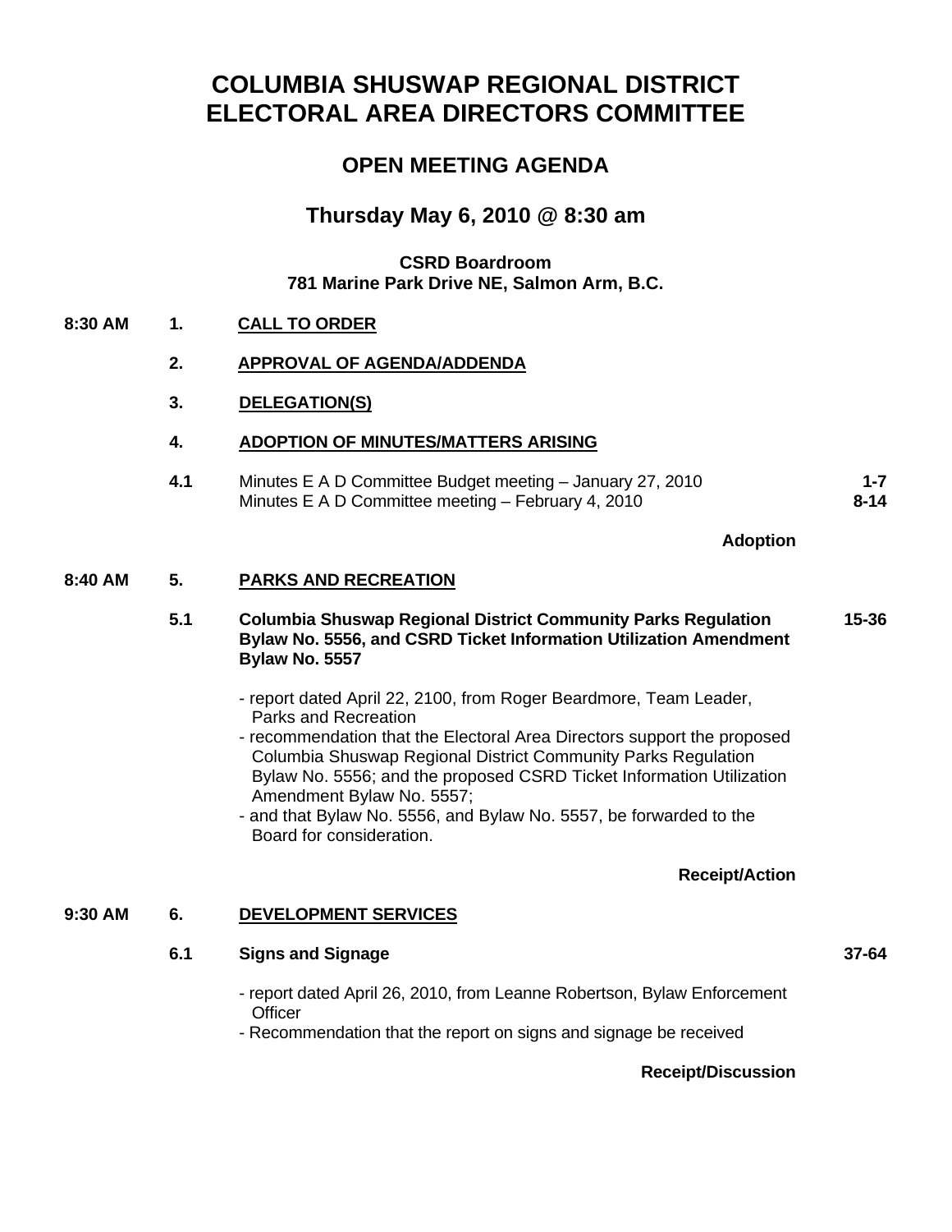# COLUMBIA SHUSWAP REGIONAL DISTRICT
# ELECTORAL AREA DIRECTORS COMMITTEE

## OPEN MEETING AGENDA

## Thursday May 6, 2010 @ 8:30 am

**CSRD Boardroom**
**781 Marine Park Drive NE, Salmon Arm, B.C.**

**8:30 AM** **1.** **CALL TO ORDER**

**2.** **APPROVAL OF AGENDA/ADDENDA**

**3.** **DELEGATION(S)**

**4.** **ADOPTION OF MINUTES/MATTERS ARISING**

**4.1** Minutes E A D Committee Budget meeting – January 27, 2010 **1-7**
Minutes E A D Committee meeting – February 4, 2010 **8-14**

**Adoption**

**8:40 AM** **5.** **PARKS AND RECREATION**

**5.1** **Columbia Shuswap Regional District Community Parks Regulation Bylaw No. 5556, and CSRD Ticket Information Utilization Amendment Bylaw No. 5557** **15-36**

- report dated April 22, 2100, from Roger Beardmore, Team Leader, Parks and Recreation
- recommendation that the Electoral Area Directors support the proposed Columbia Shuswap Regional District Community Parks Regulation Bylaw No. 5556; and the proposed CSRD Ticket Information Utilization Amendment Bylaw No. 5557;
- and that Bylaw No. 5556, and Bylaw No. 5557, be forwarded to the Board for consideration.

**Receipt/Action**

**9:30 AM** **6.** **DEVELOPMENT SERVICES**

**6.1** **Signs and Signage** **37-64**

- report dated April 26, 2010, from Leanne Robertson, Bylaw Enforcement Officer
- Recommendation that the report on signs and signage be received

**Receipt/Discussion**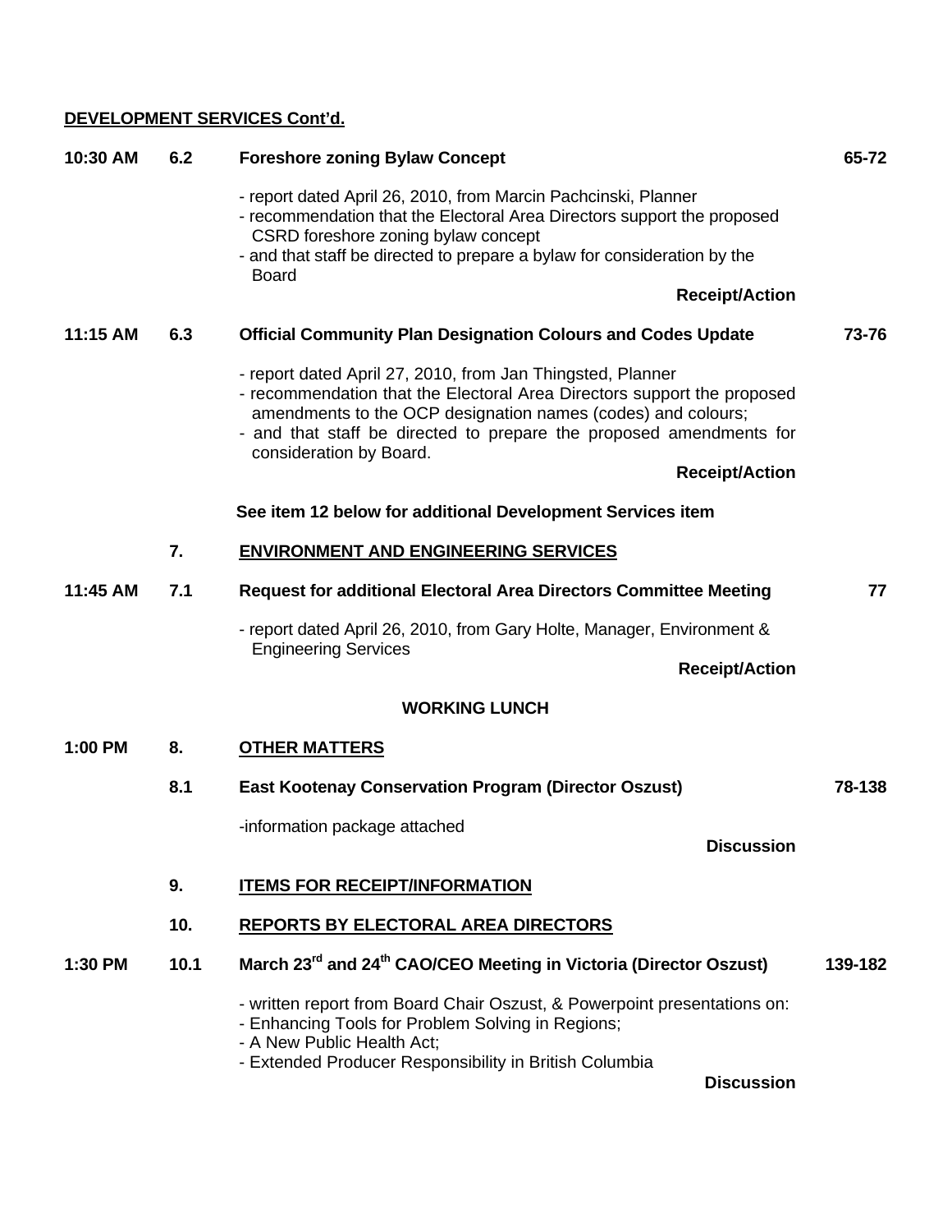## DEVELOPMENT SERVICES Cont'd.

| Time | Item | Description | Pages |
|---|---|---|---|
| 10:30 AM | 6.2 | **Foreshore zoning Bylaw Concept** | 65-72 |
| | | - report dated April 26, 2010, from Marcin Pachcinski, Planner<br>- recommendation that the Electoral Area Directors support the proposed CSRD foreshore zoning bylaw concept<br>- and that staff be directed to prepare a bylaw for consideration by the Board<br>**Receipt/Action** | |
| 11:15 AM | 6.3 | **Official Community Plan Designation Colours and Codes Update** | 73-76 |
| | | - report dated April 27, 2010, from Jan Thingsted, Planner<br>- recommendation that the Electoral Area Directors support the proposed amendments to the OCP designation names (codes) and colours;<br>- and that staff be directed to prepare the proposed amendments for consideration by Board.<br>**Receipt/Action** | |
| | | **See item 12 below for additional Development Services item** | |
| | 7. | **ENVIRONMENT AND ENGINEERING SERVICES** | |
| 11:45 AM | 7.1 | **Request for additional Electoral Area Directors Committee Meeting** | 77 |
| | | - report dated April 26, 2010, from Gary Holte, Manager, Environment & Engineering Services<br>**Receipt/Action** | |
| | | **WORKING LUNCH** | |
| 1:00 PM | 8. | **OTHER MATTERS** | |
| | 8.1 | **East Kootenay Conservation Program (Director Oszust)** | 78-138 |
| | | -information package attached<br>**Discussion** | |
| | 9. | **ITEMS FOR RECEIPT/INFORMATION** | |
| | 10. | **REPORTS BY ELECTORAL AREA DIRECTORS** | |
| 1:30 PM | 10.1 | **March 23rd and 24th CAO/CEO Meeting in Victoria (Director Oszust)** | 139-182 |
| | | - written report from Board Chair Oszust, & Powerpoint presentations on:<br>- Enhancing Tools for Problem Solving in Regions;<br>- A New Public Health Act;<br>- Extended Producer Responsibility in British Columbia<br>**Discussion** | |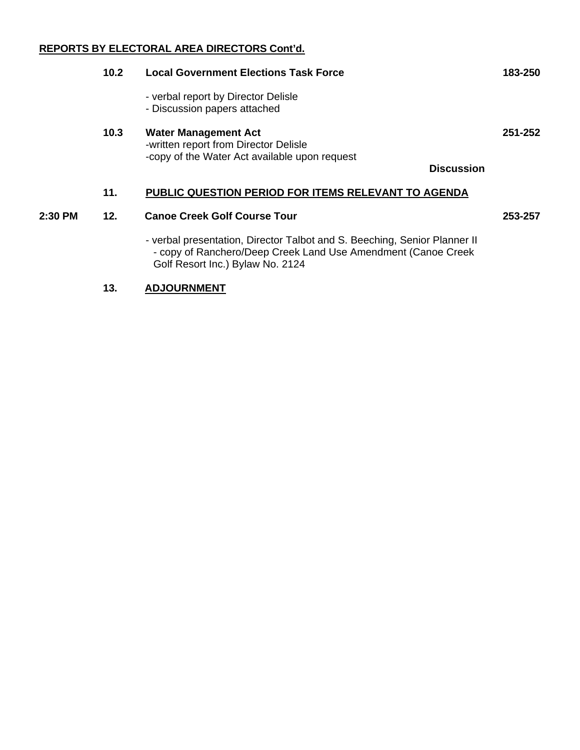**REPORTS BY ELECTORAL AREA DIRECTORS Cont'd.**

| | | | |
|---|---|---|---|
| | **10.2** | **Local Government Elections Task Force**<br>- verbal report by Director Delisle<br>- Discussion papers attached | **183-250** |
| | **10.3** | **Water Management Act**<br>-written report from Director Delisle<br>-copy of the Water Act available upon request<br>**Discussion** | **251-252** |
| | **11.** | **PUBLIC QUESTION PERIOD FOR ITEMS RELEVANT TO AGENDA** | |
| **2:30 PM** | **12.** | **Canoe Creek Golf Course Tour**<br>- verbal presentation, Director Talbot and S. Beeching, Senior Planner II<br>- copy of Ranchero/Deep Creek Land Use Amendment (Canoe Creek Golf Resort Inc.) Bylaw No. 2124 | **253-257** |
| | **13.** | **ADJOURNMENT** | |